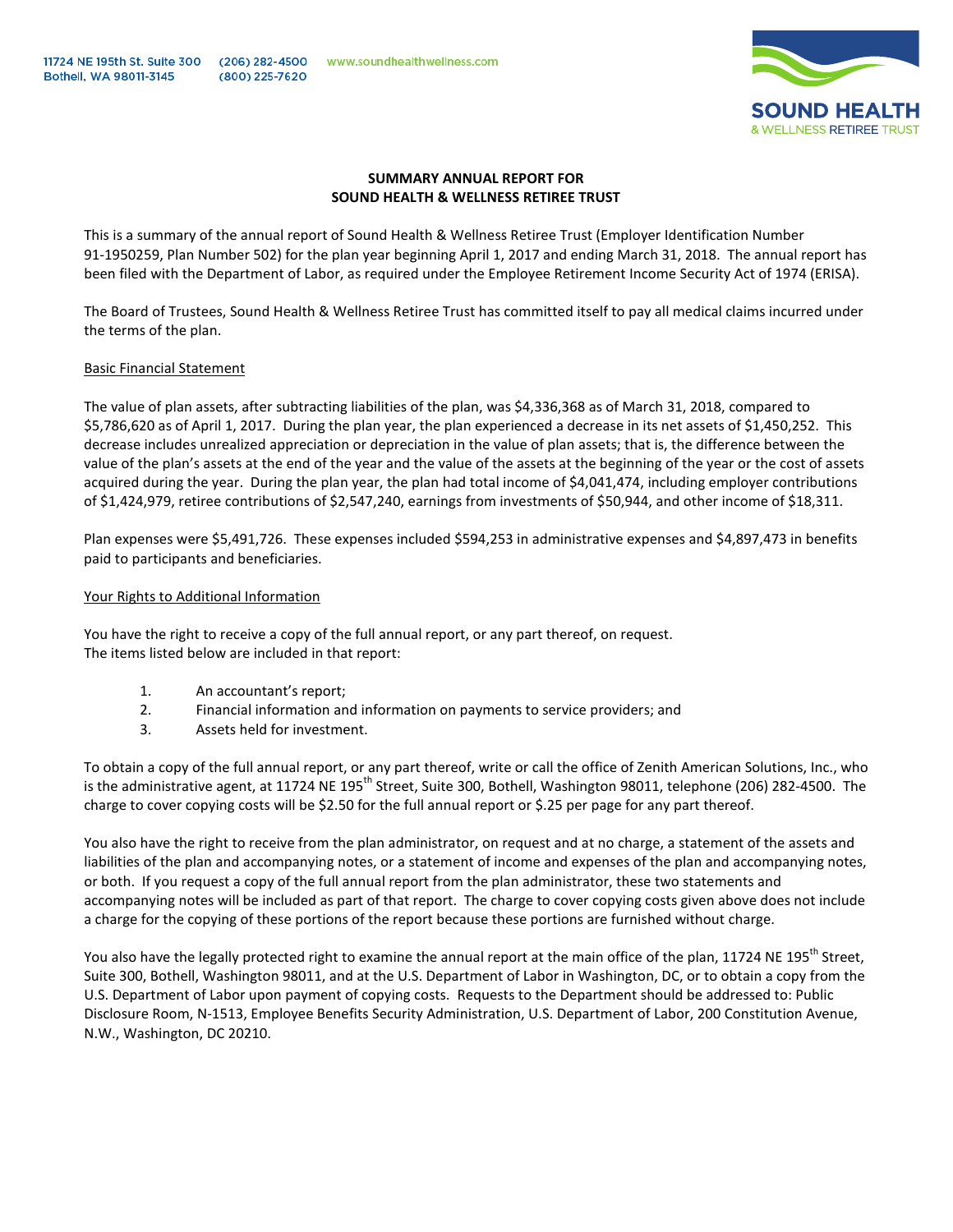11724 NE 195th St. Suite 300
Bothell, WA 98011-3145

(206) 282-4500
(800) 225-7620

www.soundhealthwellness.com

SOUND HEALTH & WELLNESS RETIREE TRUST

**SUMMARY ANNUAL REPORT FOR**
**SOUND HEALTH & WELLNESS RETIREE TRUST**

This is a summary of the annual report of Sound Health & Wellness Retiree Trust (Employer Identification Number 91-1950259, Plan Number 502) for the plan year beginning April 1, 2017 and ending March 31, 2018. The annual report has been filed with the Department of Labor, as required under the Employee Retirement Income Security Act of 1974 (ERISA).

The Board of Trustees, Sound Health & Wellness Retiree Trust has committed itself to pay all medical claims incurred under the terms of the plan.

<u>Basic Financial Statement</u>

The value of plan assets, after subtracting liabilities of the plan, was $4,336,368 as of March 31, 2018, compared to $5,786,620 as of April 1, 2017. During the plan year, the plan experienced a decrease in its net assets of $1,450,252. This decrease includes unrealized appreciation or depreciation in the value of plan assets; that is, the difference between the value of the plan's assets at the end of the year and the value of the assets at the beginning of the year or the cost of assets acquired during the year. During the plan year, the plan had total income of $4,041,474, including employer contributions of $1,424,979, retiree contributions of $2,547,240, earnings from investments of $50,944, and other income of $18,311.

Plan expenses were $5,491,726. These expenses included $594,253 in administrative expenses and $4,897,473 in benefits paid to participants and beneficiaries.

<u>Your Rights to Additional Information</u>

You have the right to receive a copy of the full annual report, or any part thereof, on request.
The items listed below are included in that report:

1. An accountant's report;
2. Financial information and information on payments to service providers; and
3. Assets held for investment.

To obtain a copy of the full annual report, or any part thereof, write or call the office of Zenith American Solutions, Inc., who is the administrative agent, at 11724 NE 195th Street, Suite 300, Bothell, Washington 98011, telephone (206) 282-4500. The charge to cover copying costs will be $2.50 for the full annual report or $.25 per page for any part thereof.

You also have the right to receive from the plan administrator, on request and at no charge, a statement of the assets and liabilities of the plan and accompanying notes, or a statement of income and expenses of the plan and accompanying notes, or both. If you request a copy of the full annual report from the plan administrator, these two statements and accompanying notes will be included as part of that report. The charge to cover copying costs given above does not include a charge for the copying of these portions of the report because these portions are furnished without charge.

You also have the legally protected right to examine the annual report at the main office of the plan, 11724 NE 195th Street, Suite 300, Bothell, Washington 98011, and at the U.S. Department of Labor in Washington, DC, or to obtain a copy from the U.S. Department of Labor upon payment of copying costs. Requests to the Department should be addressed to: Public Disclosure Room, N-1513, Employee Benefits Security Administration, U.S. Department of Labor, 200 Constitution Avenue, N.W., Washington, DC 20210.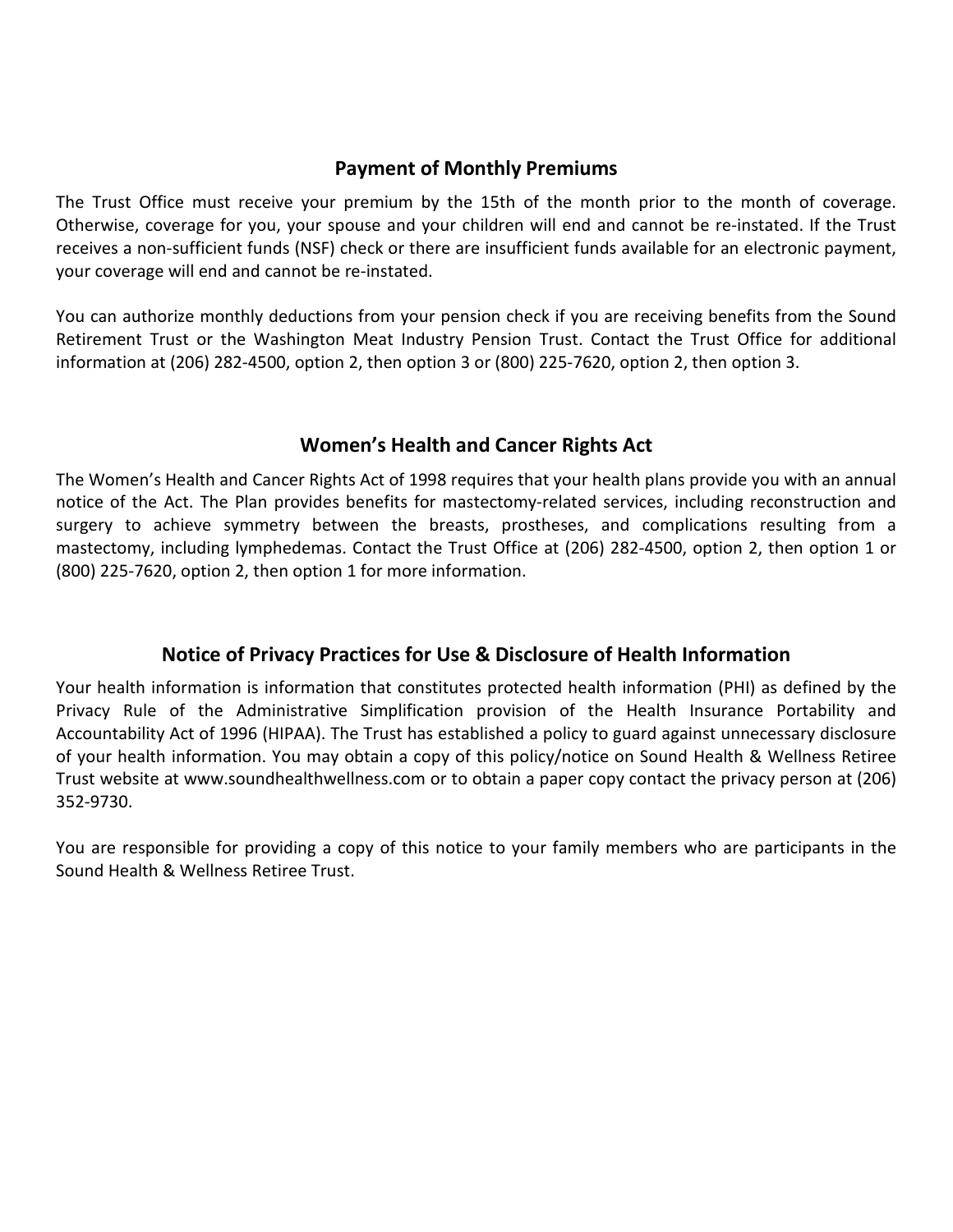## Payment of Monthly Premiums

The Trust Office must receive your premium by the 15th of the month prior to the month of coverage. Otherwise, coverage for you, your spouse and your children will end and cannot be re-instated. If the Trust receives a non-sufficient funds (NSF) check or there are insufficient funds available for an electronic payment, your coverage will end and cannot be re-instated.

You can authorize monthly deductions from your pension check if you are receiving benefits from the Sound Retirement Trust or the Washington Meat Industry Pension Trust. Contact the Trust Office for additional information at (206) 282-4500, option 2, then option 3 or (800) 225-7620, option 2, then option 3.

## Women's Health and Cancer Rights Act

The Women's Health and Cancer Rights Act of 1998 requires that your health plans provide you with an annual notice of the Act. The Plan provides benefits for mastectomy-related services, including reconstruction and surgery to achieve symmetry between the breasts, prostheses, and complications resulting from a mastectomy, including lymphedemas. Contact the Trust Office at (206) 282-4500, option 2, then option 1 or (800) 225-7620, option 2, then option 1 for more information.

## Notice of Privacy Practices for Use & Disclosure of Health Information

Your health information is information that constitutes protected health information (PHI) as defined by the Privacy Rule of the Administrative Simplification provision of the Health Insurance Portability and Accountability Act of 1996 (HIPAA). The Trust has established a policy to guard against unnecessary disclosure of your health information. You may obtain a copy of this policy/notice on Sound Health & Wellness Retiree Trust website at www.soundhealthwellness.com or to obtain a paper copy contact the privacy person at (206) 352-9730.

You are responsible for providing a copy of this notice to your family members who are participants in the Sound Health & Wellness Retiree Trust.